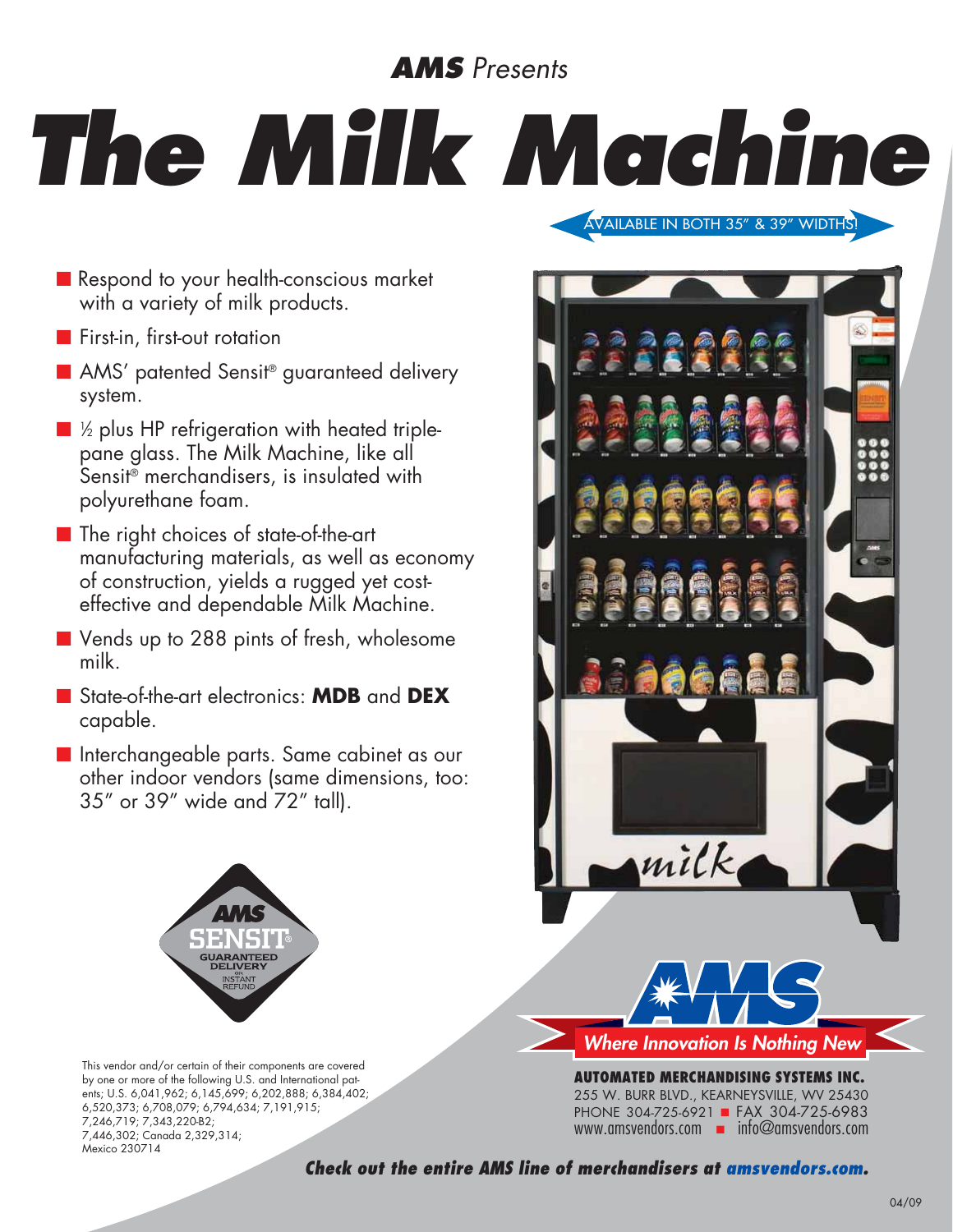*AMS Presents*

# The Milk Machine

AVAILABLE IN BOTH 35″ & 39″ WIDTHS!

- Respond to your health-conscious market with a variety of milk products.
- First-in, first-out rotation
- AMS' patented Sensit® guaranteed delivery system.
- ½ plus HP refrigeration with heated triple-pane glass. The Milk Machine, like all Sensit® merchandisers, is insulated with polyurethane foam.
- The right choices of state-of-the-art manufacturing materials, as well as economy of construction, yields a rugged yet cost-effective and dependable Milk Machine.
- Vends up to 288 pints of fresh, wholesome milk.
- State-of-the-art electronics: **MDB** and **DEX** capable.
- Interchangeable parts. Same cabinet as our other indoor vendors (same dimensions, too: 35″ or 39″ wide and 72″ tall).

AMS SENSIT® GUARANTEED DELIVERY OR INSTANT REFUND

This vendor and/or certain of their components are covered by one or more of the following U.S. and International patents; U.S. 6,041,962; 6,145,699; 6,202,888; 6,384,402; 6,520,373; 6,708,079; 6,794,634; 7,191,915; 7,246,719; 7,343,220-B2; 7,446,302; Canada 2,329,314; Mexico 230714

AMS *Where Innovation Is Nothing New*

**AUTOMATED MERCHANDISING SYSTEMS INC.**
255 W. BURR BLVD., KEARNEYSVILLE, WV 25430
PHONE 304-725-6921 ■ FAX 304-725-6983
www.amsvendors.com ■ info@amsvendors.com

***Check out the entire AMS line of merchandisers at amsvendors.com.***

04/09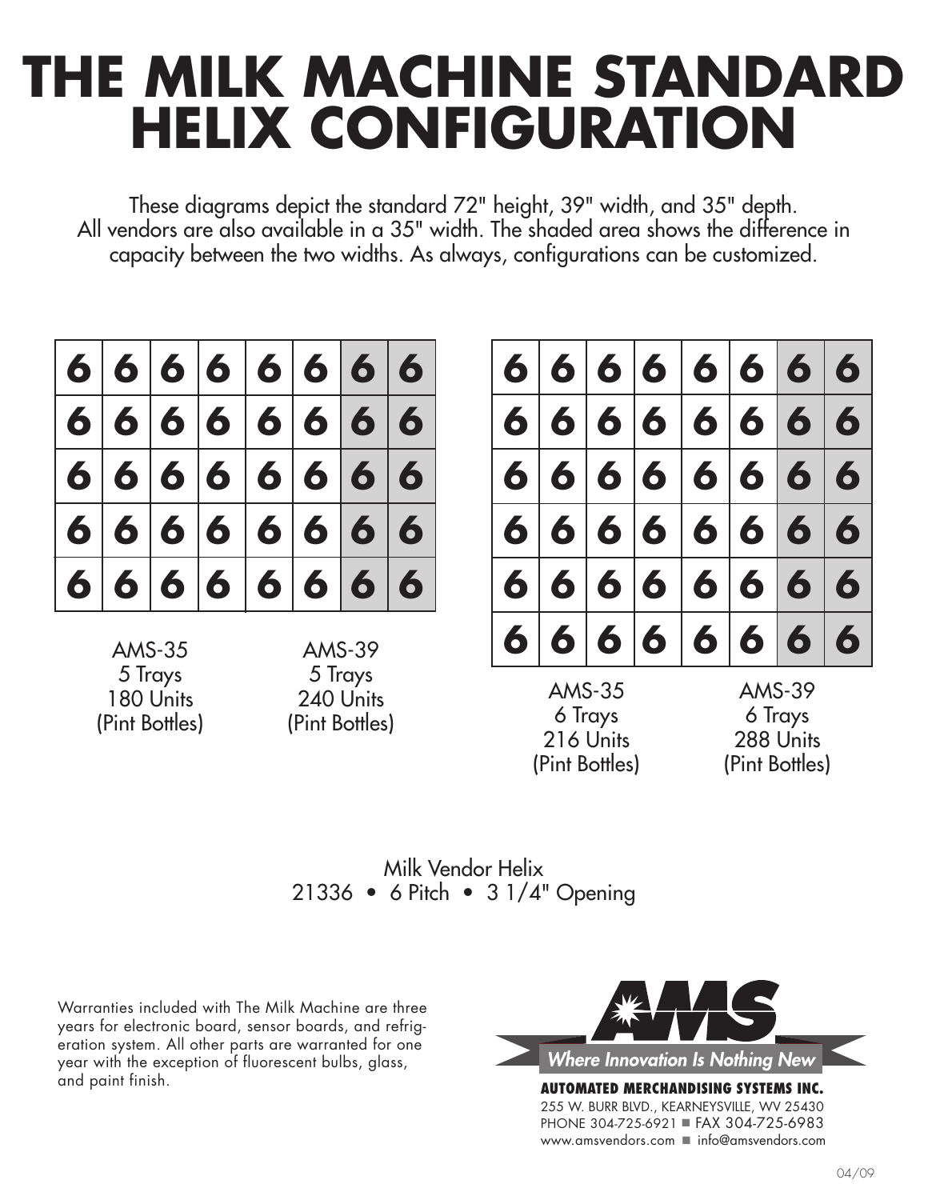# THE MILK MACHINE STANDARD HELIX CONFIGURATION

These diagrams depict the standard 72" height, 39" width, and 35" depth. All vendors are also available in a 35" width. The shaded area shows the difference in capacity between the two widths. As always, configurations can be customized.

| | | | | | | | |
|---|---|---|---|---|---|---|---|
| 6 | 6 | 6 | 6 | 6 | 6 | 6 | 6 |
| 6 | 6 | 6 | 6 | 6 | 6 | 6 | 6 |
| 6 | 6 | 6 | 6 | 6 | 6 | 6 | 6 |
| 6 | 6 | 6 | 6 | 6 | 6 | 6 | 6 |
| 6 | 6 | 6 | 6 | 6 | 6 | 6 | 6 |

AMS-35
5 Trays
180 Units
(Pint Bottles)

AMS-39
5 Trays
240 Units
(Pint Bottles)

| | | | | | | | |
|---|---|---|---|---|---|---|---|
| 6 | 6 | 6 | 6 | 6 | 6 | 6 | 6 |
| 6 | 6 | 6 | 6 | 6 | 6 | 6 | 6 |
| 6 | 6 | 6 | 6 | 6 | 6 | 6 | 6 |
| 6 | 6 | 6 | 6 | 6 | 6 | 6 | 6 |
| 6 | 6 | 6 | 6 | 6 | 6 | 6 | 6 |
| 6 | 6 | 6 | 6 | 6 | 6 | 6 | 6 |

AMS-35
6 Trays
216 Units
(Pint Bottles)

AMS-39
6 Trays
288 Units
(Pint Bottles)

Milk Vendor Helix
21336 • 6 Pitch • 3 1/4" Opening

Warranties included with The Milk Machine are three years for electronic board, sensor boards, and refrigeration system. All other parts are warranted for one year with the exception of fluorescent bulbs, glass, and paint finish.

AMS
*Where Innovation Is Nothing New*

**AUTOMATED MERCHANDISING SYSTEMS INC.**
255 W. BURR BLVD., KEARNEYSVILLE, WV 25430
PHONE 304-725-6921 ■ FAX 304-725-6983
www.amsvendors.com ■ info@amsvendors.com

04/09